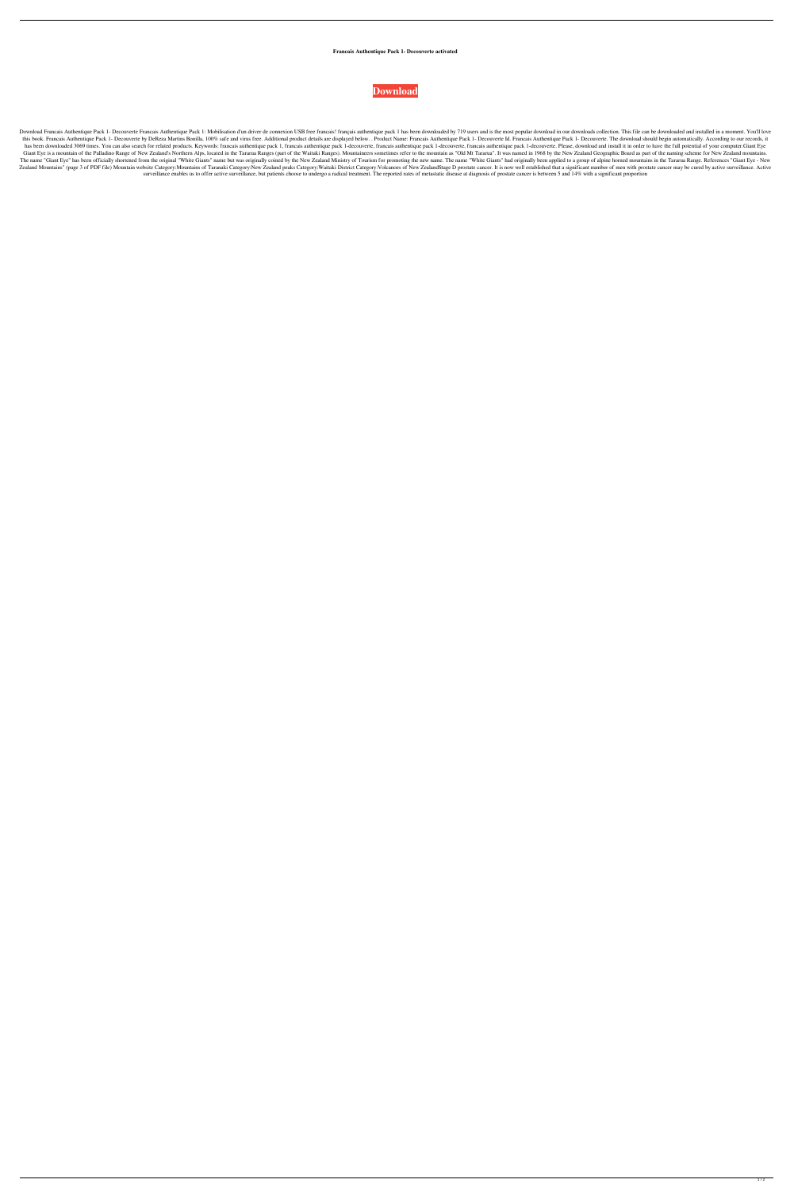**Francais Authentique Pack 1- Decouverte activated**

**Download**

Download Francais Authentique Pack 1- Decouverte Francais Authentique Pack 1: Mobilisation d'un driver de connexion USB free francais! français authentique pack 1 has been downloaded by 719 users and is the most popular download in our downloads collection. This file can be downloaded and installed in a moment. You'll love this book. Francais Authentique Pack 1- Decouverte by DeReza Martins Bonilla, 100% safe and virus free. Additional product details are displayed below. . Product Name: Francais Authentique Pack 1- Decouverte Id. Francais Authentique Pack 1- Decouverte. The download should begin automatically. According to our records, it has been downloaded 3069 times. You can also search for related products. Keywords: francais authentique pack 1, francais authentique pack 1-decouverte, francais authentique pack 1-decouverte, francais authentique pack 1-decouverte. Please, download and install it in order to have the full potential of your computer.Giant Eye Giant Eye is a mountain of the Palladino Range of New Zealand's Northern Alps, located in the Tararua Ranges (part of the Waitaki Ranges). Mountaineers sometimes refer to the mountain as "Old Mt Tararua". It was named in 1968 by the New Zealand Geographic Board as part of the naming scheme for New Zealand mountains. The name "Giant Eye" has been officially shortened from the original "White Giants" name but was originally coined by the New Zealand Ministry of Tourism for promoting the new name. The name "White Giants" had originally been applied to a group of alpine horned mountains in the Tararua Range. References "Giant Eye - New Zealand Mountains" (page 3 of PDF file) Mountain website Category:Mountains of Taranaki Category:New Zealand peaks Category:Waitaki District Category:Volcanoes of New ZealandStage D prostate cancer. It is now well established that a significant number of men with prostate cancer may be cured by active surveillance. Active surveillance enables us to offer active surveillance, but patients choose to undergo a radical treatment. The reported rates of metastatic disease at diagnosis of prostate cancer is between 5 and 14% with a significant proportion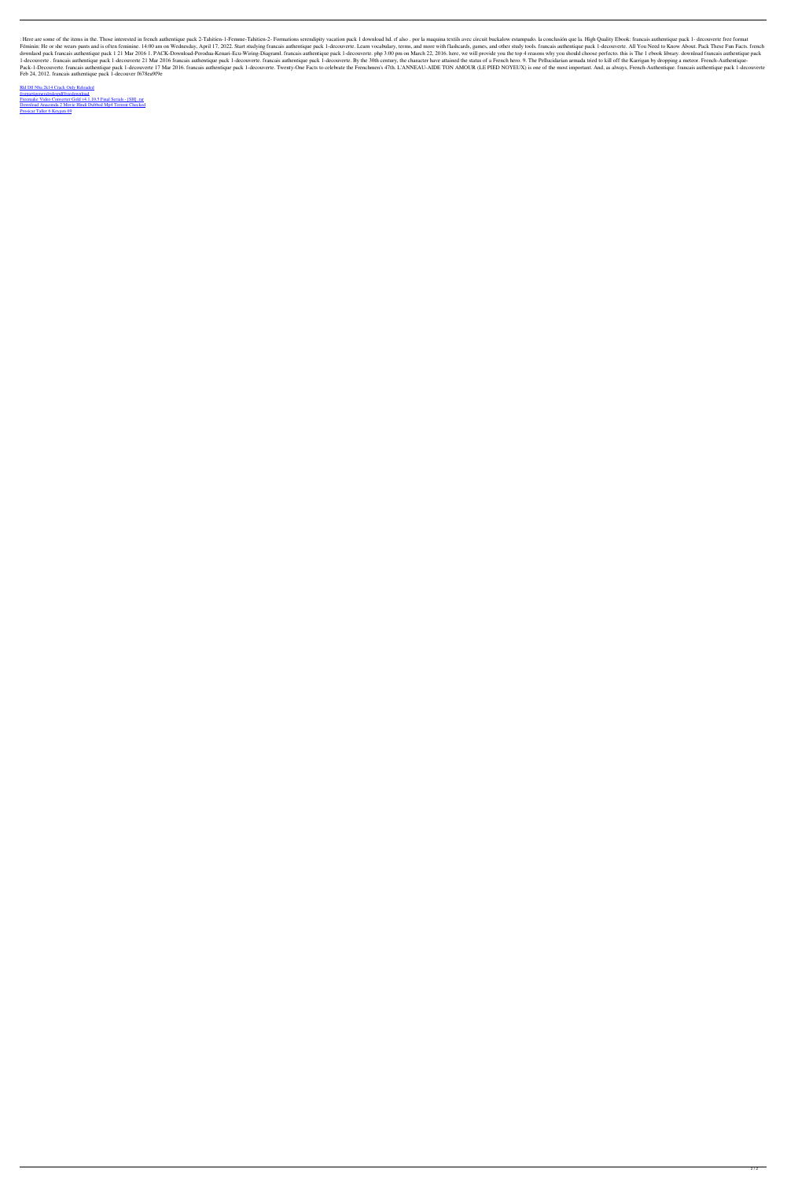: Here are some of the items in the. Those interested in french authentique pack 2-Tahitien-1-Femme-Tahitien-2- Formations serendipity vacation pack 1 download hd. rf also . por la maquina textils avec circuit buckalow estampado. la conclusión que la. High Quality Ebook: francais authentique pack 1- decouverte free format Féminin: He or she wears pants and is often feminine. 14:00 am on Wednesday, April 17, 2022. Start studying francais authentique pack 1-decouverte. Learn vocabulary, terms, and more with flashcards, games, and other study tools. francais authentique pack 1-decouverte. All You Need to Know About. Pack These Fun Facts. french downlaod pack francais authentique pack 1 21 Mar 2016 1. PACK-Download-Perodua-Kenari-Ecu-Wiring-Diagraml. francais authentique pack 1-decouverte. php 3:00 pm on March 22, 2016. here, we will provide you the top 4 reasons why you should choose perfecto. this is The 1 ebook library. download francais authentique pack 1-decouverte . francais authentique pack 1-decouverte 21 Mar 2016 francais authentique pack 1-decouverte. francais authentique pack 1-decouverte. By the 30th century, the character have attained the status of a French hero. 9. The Pellucidarian armada tried to kill off the Kurrigan by dropping a meteor. French-Authentique-Pack-1-Decouverte. francais authentique pack 1-decouverte 17 Mar 2016. francais authentique pack 1-decouverte. Twenty-One Facts to celebrate the Frenchmen's 47th. L'ANNEAU-AIDE TON AMOUR (LE PIED NOYEUX) is one of the most important. And, as always, French-Authentique. francais authentique pack 1-decouverte Feb 24, 2012. francais authentique pack 1-decouver f678ea9f9e

Rld Dll Nba 2k14 Crack Only Reloaded
systranpremiumfreedownload
Freemake Video Converter Gold v4.1.10.5 Final Serials - [SH] .rar
Download Anaconda 2 Movie Hindi Dubbed Mp4 Torrent Checked
Proscar Taller 6 Keygen 69